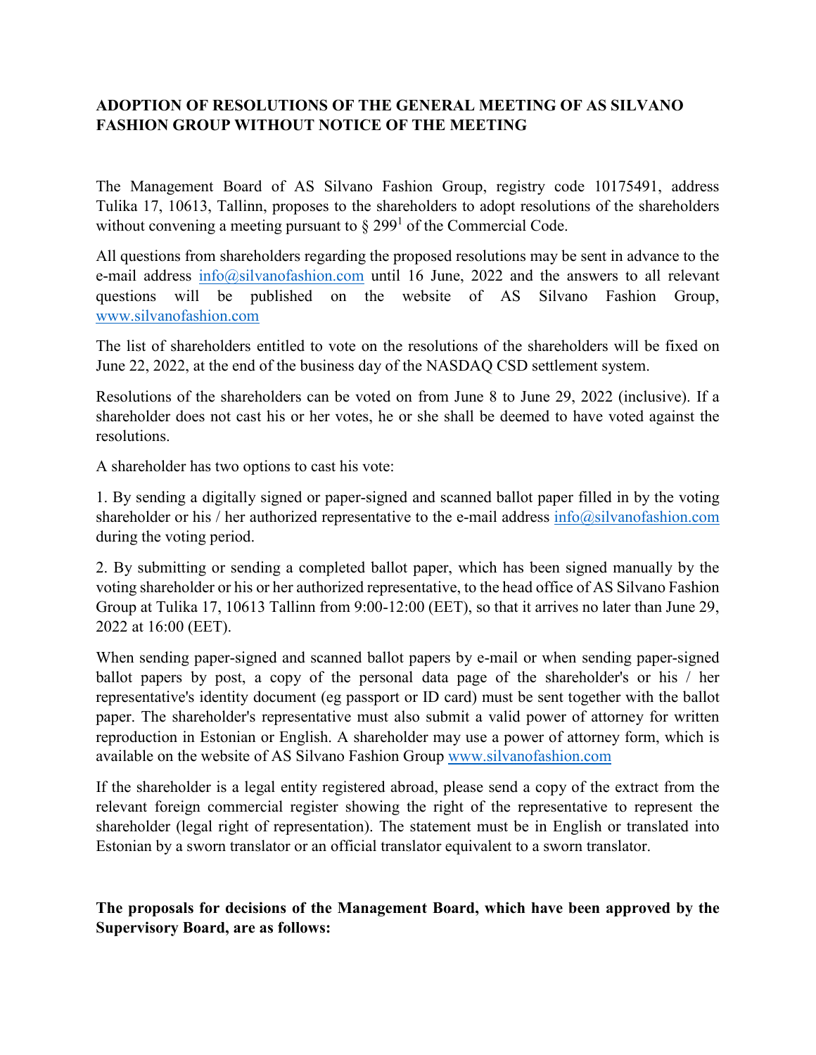**ADOPTION OF RESOLUTIONS OF THE GENERAL MEETING OF AS SILVANO FASHION GROUP WITHOUT NOTICE OF THE MEETING**

The Management Board of AS Silvano Fashion Group, registry code 10175491, address Tulika 17, 10613, Tallinn, proposes to the shareholders to adopt resolutions of the shareholders without convening a meeting pursuant to § $299^1$ of the Commercial Code.

All questions from shareholders regarding the proposed resolutions may be sent in advance to the e-mail address info@silvanofashion.com until 16 June, 2022 and the answers to all relevant questions will be published on the website of AS Silvano Fashion Group, www.silvanofashion.com

The list of shareholders entitled to vote on the resolutions of the shareholders will be fixed on June 22, 2022, at the end of the business day of the NASDAQ CSD settlement system.

Resolutions of the shareholders can be voted on from June 8 to June 29, 2022 (inclusive). If a shareholder does not cast his or her votes, he or she shall be deemed to have voted against the resolutions.

A shareholder has two options to cast his vote:

1. By sending a digitally signed or paper-signed and scanned ballot paper filled in by the voting shareholder or his / her authorized representative to the e-mail address info@silvanofashion.com during the voting period.

2. By submitting or sending a completed ballot paper, which has been signed manually by the voting shareholder or his or her authorized representative, to the head office of AS Silvano Fashion Group at Tulika 17, 10613 Tallinn from 9:00-12:00 (EET), so that it arrives no later than June 29, 2022 at 16:00 (EET).

When sending paper-signed and scanned ballot papers by e-mail or when sending paper-signed ballot papers by post, a copy of the personal data page of the shareholder's or his / her representative's identity document (eg passport or ID card) must be sent together with the ballot paper. The shareholder's representative must also submit a valid power of attorney for written reproduction in Estonian or English. A shareholder may use a power of attorney form, which is available on the website of AS Silvano Fashion Group www.silvanofashion.com

If the shareholder is a legal entity registered abroad, please send a copy of the extract from the relevant foreign commercial register showing the right of the representative to represent the shareholder (legal right of representation). The statement must be in English or translated into Estonian by a sworn translator or an official translator equivalent to a sworn translator.

**The proposals for decisions of the Management Board, which have been approved by the Supervisory Board, are as follows:**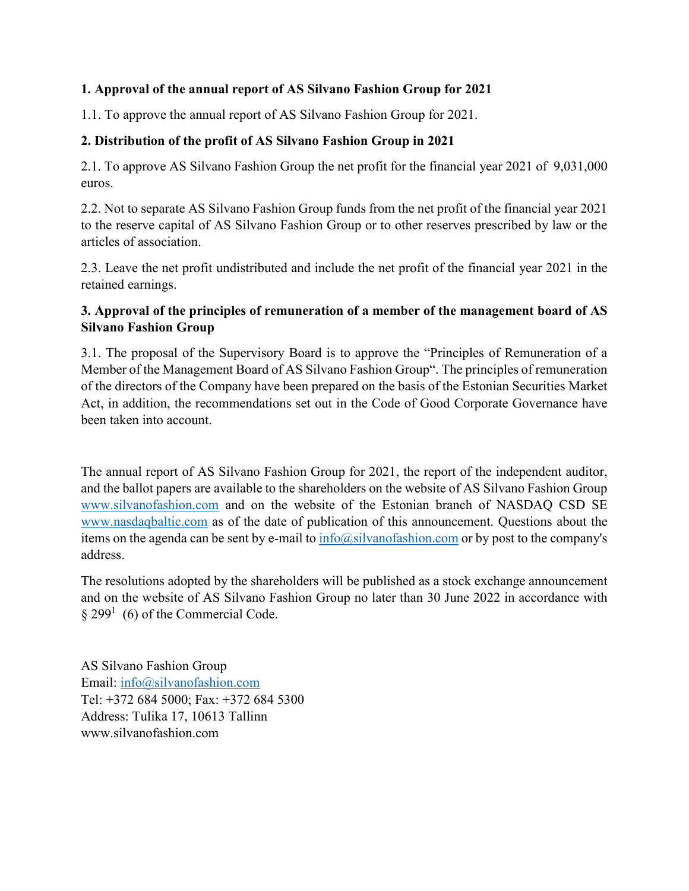**1. Approval of the annual report of AS Silvano Fashion Group for 2021**

1.1. To approve the annual report of AS Silvano Fashion Group for 2021.

**2. Distribution of the profit of AS Silvano Fashion Group in 2021**

2.1. To approve AS Silvano Fashion Group the net profit for the financial year 2021 of 9,031,000 euros.

2.2. Not to separate AS Silvano Fashion Group funds from the net profit of the financial year 2021 to the reserve capital of AS Silvano Fashion Group or to other reserves prescribed by law or the articles of association.

2.3. Leave the net profit undistributed and include the net profit of the financial year 2021 in the retained earnings.

**3. Approval of the principles of remuneration of a member of the management board of AS Silvano Fashion Group**

3.1. The proposal of the Supervisory Board is to approve the "Principles of Remuneration of a Member of the Management Board of AS Silvano Fashion Group". The principles of remuneration of the directors of the Company have been prepared on the basis of the Estonian Securities Market Act, in addition, the recommendations set out in the Code of Good Corporate Governance have been taken into account.

The annual report of AS Silvano Fashion Group for 2021, the report of the independent auditor, and the ballot papers are available to the shareholders on the website of AS Silvano Fashion Group www.silvanofashion.com and on the website of the Estonian branch of NASDAQ CSD SE www.nasdaqbaltic.com as of the date of publication of this announcement. Questions about the items on the agenda can be sent by e-mail to info@silvanofashion.com or by post to the company's address.

The resolutions adopted by the shareholders will be published as a stock exchange announcement and on the website of AS Silvano Fashion Group no later than 30 June 2022 in accordance with § 299[1] (6) of the Commercial Code.

AS Silvano Fashion Group
Email: info@silvanofashion.com
Tel: +372 684 5000; Fax: +372 684 5300
Address: Tulika 17, 10613 Tallinn
www.silvanofashion.com